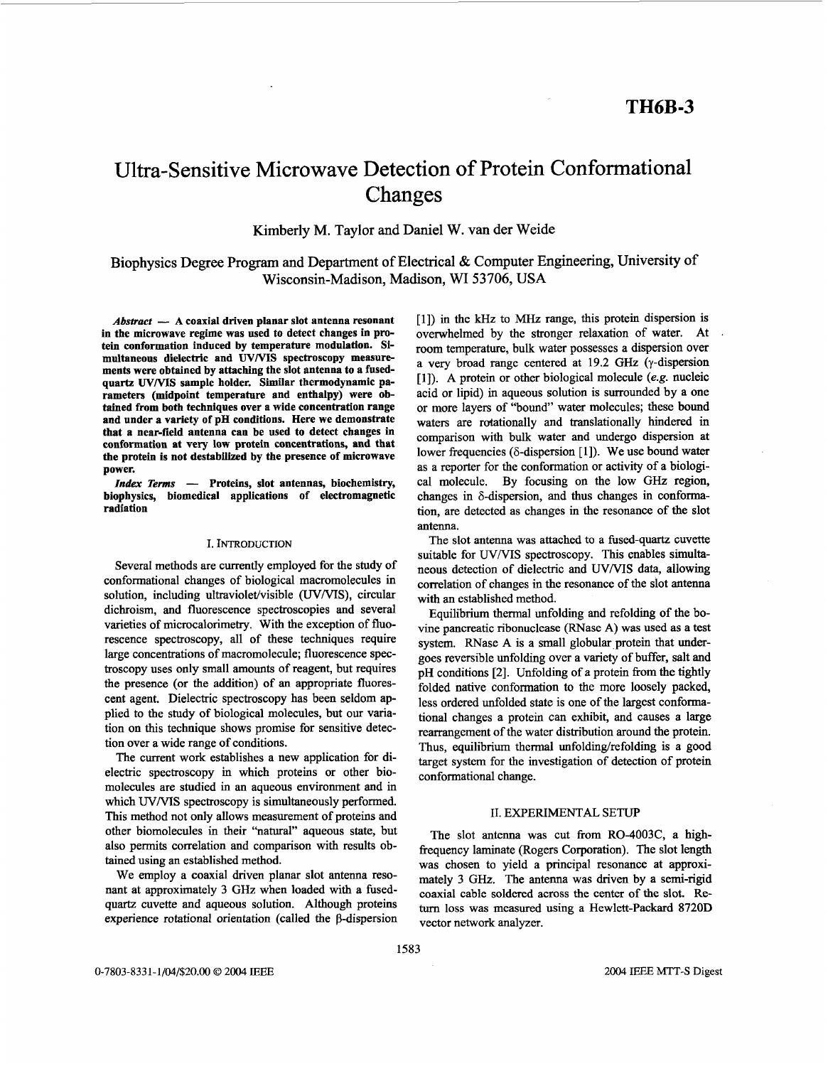# Ultra-Sensitive Microwave Detection of Protein Conformational Changes

Kimberly M. Taylor and Daniel W. van der Weide

Biophysics Degree Program and Department of Electrical & Computer Engineering, University of Wisconsin-Madison, Madison, WI 53706, USA

***Abstract*** **— A coaxial driven planar slot antenna resonant in the microwave regime was used to detect changes in protein conformation induced by temperature modulation. Simultaneous dielectric and UV/VIS spectroscopy measurements were obtained by attaching the slot antenna to a fused-quartz UV/VIS sample holder. Similar thermodynamic parameters (midpoint temperature and enthalpy) were obtained from both techniques over a wide concentration range and under a variety of pH conditions. Here we demonstrate that a near-field antenna can be used to detect changes in conformation at very low protein concentrations, and that the protein is not destabilized by the presence of microwave power.**

***Index Terms*** **— Proteins, slot antennas, biochemistry, biophysics, biomedical applications of electromagnetic radiation**

## I. Introduction

Several methods are currently employed for the study of conformational changes of biological macromolecules in solution, including ultraviolet/visible (UV/VIS), circular dichroism, and fluorescence spectroscopies and several varieties of microcalorimetry. With the exception of fluorescence spectroscopy, all of these techniques require large concentrations of macromolecule; fluorescence spectroscopy uses only small amounts of reagent, but requires the presence (or the addition) of an appropriate fluorescent agent. Dielectric spectroscopy has been seldom applied to the study of biological molecules, but our variation on this technique shows promise for sensitive detection over a wide range of conditions.

The current work establishes a new application for dielectric spectroscopy in which proteins or other biomolecules are studied in an aqueous environment and in which UV/VIS spectroscopy is simultaneously performed. This method not only allows measurement of proteins and other biomolecules in their "natural" aqueous state, but also permits correlation and comparison with results obtained using an established method.

We employ a coaxial driven planar slot antenna resonant at approximately 3 GHz when loaded with a fused-quartz cuvette and aqueous solution. Although proteins experience rotational orientation (called the β-dispersion [1]) in the kHz to MHz range, this protein dispersion is overwhelmed by the stronger relaxation of water. At room temperature, bulk water possesses a dispersion over a very broad range centered at 19.2 GHz (γ-dispersion [1]). A protein or other biological molecule (*e.g.* nucleic acid or lipid) in aqueous solution is surrounded by a one or more layers of "bound" water molecules; these bound waters are rotationally and translationally hindered in comparison with bulk water and undergo dispersion at lower frequencies (δ-dispersion [1]). We use bound water as a reporter for the conformation or activity of a biological molecule. By focusing on the low GHz region, changes in δ-dispersion, and thus changes in conformation, are detected as changes in the resonance of the slot antenna.

The slot antenna was attached to a fused-quartz cuvette suitable for UV/VIS spectroscopy. This enables simultaneous detection of dielectric and UV/VIS data, allowing correlation of changes in the resonance of the slot antenna with an established method.

Equilibrium thermal unfolding and refolding of the bovine pancreatic ribonuclease (RNase A) was used as a test system. RNase A is a small globular protein that undergoes reversible unfolding over a variety of buffer, salt and pH conditions [2]. Unfolding of a protein from the tightly folded native conformation to the more loosely packed, less ordered unfolded state is one of the largest conformational changes a protein can exhibit, and causes a large rearrangement of the water distribution around the protein. Thus, equilibrium thermal unfolding/refolding is a good target system for the investigation of detection of protein conformational change.

## II. Experimental Setup

The slot antenna was cut from RO-4003C, a high-frequency laminate (Rogers Corporation). The slot length was chosen to yield a principal resonance at approximately 3 GHz. The antenna was driven by a semi-rigid coaxial cable soldered across the center of the slot. Return loss was measured using a Hewlett-Packard 8720D vector network analyzer.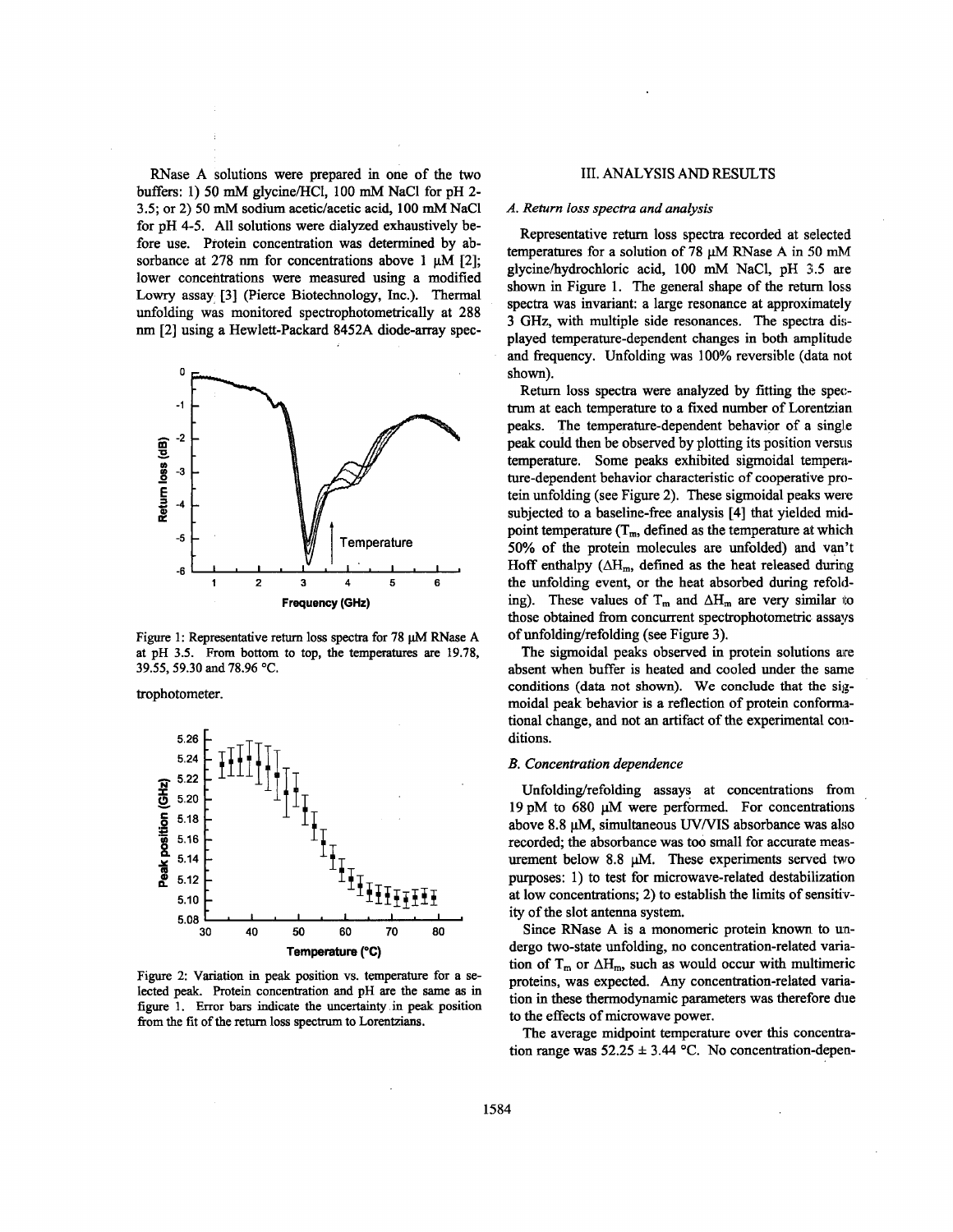RNase A solutions were prepared in one of the two buffers: 1) 50 mM glycine/HCl, 100 mM NaCl for pH 2-3.5; or 2) 50 mM sodium acetic/acetic acid, 100 mM NaCl for pH 4-5. All solutions were dialyzed exhaustively before use. Protein concentration was determined by absorbance at 278 nm for concentrations above 1 μM [2]; lower concentrations were measured using a modified Lowry assay [3] (Pierce Biotechnology, Inc.). Thermal unfolding was monitored spectrophotometrically at 288 nm [2] using a Hewlett-Packard 8452A diode-array spectrophotometer.

Figure 1: Representative return loss spectra for 78 μM RNase A at pH 3.5. From bottom to top, the temperatures are 19.78, 39.55, 59.30 and 78.96 °C.

Figure 2: Variation in peak position vs. temperature for a selected peak. Protein concentration and pH are the same as in figure 1. Error bars indicate the uncertainty in peak position from the fit of the return loss spectrum to Lorentzians.

## III. ANALYSIS AND RESULTS

### A. Return loss spectra and analysis

Representative return loss spectra recorded at selected temperatures for a solution of 78 μM RNase A in 50 mM glycine/hydrochloric acid, 100 mM NaCl, pH 3.5 are shown in Figure 1. The general shape of the return loss spectra was invariant: a large resonance at approximately 3 GHz, with multiple side resonances. The spectra displayed temperature-dependent changes in both amplitude and frequency. Unfolding was 100% reversible (data not shown).

Return loss spectra were analyzed by fitting the spectrum at each temperature to a fixed number of Lorentzian peaks. The temperature-dependent behavior of a single peak could then be observed by plotting its position versus temperature. Some peaks exhibited sigmoidal temperature-dependent behavior characteristic of cooperative protein unfolding (see Figure 2). These sigmoidal peaks were subjected to a baseline-free analysis [4] that yielded midpoint temperature ($T_m$, defined as the temperature at which 50% of the protein molecules are unfolded) and van't Hoff enthalpy ($\Delta H_m$, defined as the heat released during the unfolding event, or the heat absorbed during refolding). These values of $T_m$ and $\Delta H_m$ are very similar to those obtained from concurrent spectrophotometric assays of unfolding/refolding (see Figure 3).

The sigmoidal peaks observed in protein solutions are absent when buffer is heated and cooled under the same conditions (data not shown). We conclude that the sigmoidal peak behavior is a reflection of protein conformational change, and not an artifact of the experimental conditions.

### B. Concentration dependence

Unfolding/refolding assays at concentrations from 19 pM to 680 μM were performed. For concentrations above 8.8 μM, simultaneous UV/VIS absorbance was also recorded; the absorbance was too small for accurate measurement below 8.8 μM. These experiments served two purposes: 1) to test for microwave-related destabilization at low concentrations; 2) to establish the limits of sensitivity of the slot antenna system.

Since RNase A is a monomeric protein known to undergo two-state unfolding, no concentration-related variation of $T_m$ or $\Delta H_m$, such as would occur with multimeric proteins, was expected. Any concentration-related variation in these thermodynamic parameters was therefore due to the effects of microwave power.

The average midpoint temperature over this concentration range was 52.25 ± 3.44 °C. No concentration-depen-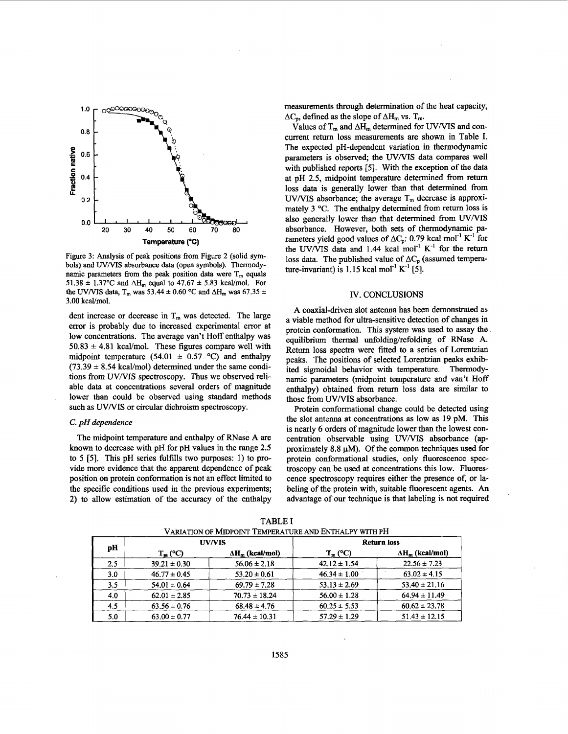Figure 3: Analysis of peak positions from Figure 2 (solid symbols) and UV/VIS absorbance data (open symbols). Thermodynamic parameters from the peak position data were $T_m$ equals 51.38 ± 1.37°C and $\Delta H_m$ equal to 47.67 ± 5.83 kcal/mol. For the UV/VIS data, $T_m$ was 53.44 ± 0.60 °C and $\Delta H_m$ was 67.35 ± 3.00 kcal/mol.

dent increase or decrease in $T_m$ was detected. The large error is probably due to increased experimental error at low concentrations. The average van't Hoff enthalpy was 50.83 ± 4.81 kcal/mol. These figures compare well with midpoint temperature (54.01 ± 0.57 °C) and enthalpy (73.39 ± 8.54 kcal/mol) determined under the same conditions from UV/VIS spectroscopy. Thus we observed reliable data at concentrations several orders of magnitude lower than could be observed using standard methods such as UV/VIS or circular dichroism spectroscopy.

### *C. pH dependence*

The midpoint temperature and enthalpy of RNase A are known to decrease with pH for pH values in the range 2.5 to 5 [5]. This pH series fulfills two purposes: 1) to provide more evidence that the apparent dependence of peak position on protein conformation is not an effect limited to the specific conditions used in the previous experiments; 2) to allow estimation of the accuracy of the enthalpy measurements through determination of the heat capacity, $\Delta C_p$, defined as the slope of $\Delta H_m$ vs. $T_m$.

Values of $T_m$ and $\Delta H_m$ determined for UV/VIS and concurrent return loss measurements are shown in Table I. The expected pH-dependent variation in thermodynamic parameters is observed; the UV/VIS data compares well with published reports [5]. With the exception of the data at pH 2.5, midpoint temperature determined from return loss data is generally lower than that determined from UV/VIS absorbance; the average $T_m$ decrease is approximately 3 °C. The enthalpy determined from return loss is also generally lower than that determined from UV/VIS absorbance. However, both sets of thermodynamic parameters yield good values of $\Delta C_p$: 0.79 kcal mol$^{-1}$ K$^{-1}$ for the UV/VIS data and 1.44 kcal mol$^{-1}$ K$^{-1}$ for the return loss data. The published value of $\Delta C_p$ (assumed temperature-invariant) is 1.15 kcal mol$^{-1}$ K$^{-1}$ [5].

## IV. CONCLUSIONS

A coaxial-driven slot antenna has been demonstrated as a viable method for ultra-sensitive detection of changes in protein conformation. This system was used to assay the equilibrium thermal unfolding/refolding of RNase A. Return loss spectra were fitted to a series of Lorentzian peaks. The positions of selected Lorentzian peaks exhibited sigmoidal behavior with temperature. Thermodynamic parameters (midpoint temperature and van't Hoff enthalpy) obtained from return loss data are similar to those from UV/VIS absorbance.

Protein conformational change could be detected using the slot antenna at concentrations as low as 19 pM. This is nearly 6 orders of magnitude lower than the lowest concentration observable using UV/VIS absorbance (approximately 8.8 μM). Of the common techniques used for protein conformational studies, only fluorescence spectroscopy can be used at concentrations this low. Fluorescence spectroscopy requires either the presence of, or labeling of the protein with, suitable fluorescent agents. An advantage of our technique is that labeling is not required

TABLE I
VARIATION OF MIDPOINT TEMPERATURE AND ENTHALPY WITH PH

| pH | UV/VIS | | Return loss | |
|---|---|---|---|---|
| | $T_m$ (°C) | $\Delta H_m$ (kcal/mol) | $T_m$ (°C) | $\Delta H_m$ (kcal/mol) |
| 2.5 | 39.21 ± 0.30 | 56.06 ± 2.18 | 42.12 ± 1.54 | 22.56 ± 7.23 |
| 3.0 | 46.77 ± 0.45 | 53.20 ± 0.61 | 46.34 ± 1.00 | 63.02 ± 4.15 |
| 3.5 | 54.01 ± 0.64 | 69.79 ± 7.28 | 53.13 ± 2.69 | 53.40 ± 21.16 |
| 4.0 | 62.01 ± 2.85 | 70.73 ± 18.24 | 56.00 ± 1.28 | 64.94 ± 11.49 |
| 4.5 | 63.56 ± 0.76 | 68.48 ± 4.76 | 60.25 ± 5.53 | 60.62 ± 23.78 |
| 5.0 | 63.00 ± 0.77 | 76.44 ± 10.31 | 57.29 ± 1.29 | 51.43 ± 12.15 |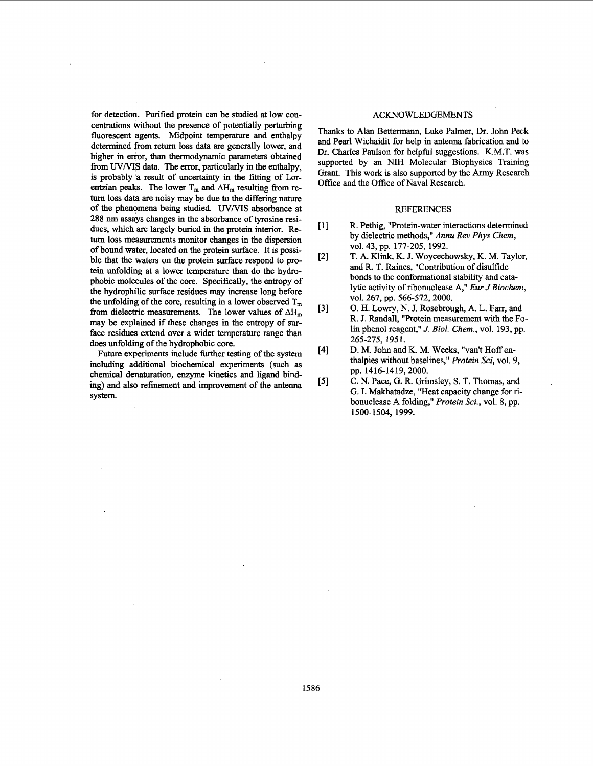for detection. Purified protein can be studied at low concentrations without the presence of potentially perturbing fluorescent agents. Midpoint temperature and enthalpy determined from return loss data are generally lower, and higher in error, than thermodynamic parameters obtained from UV/VIS data. The error, particularly in the enthalpy, is probably a result of uncertainty in the fitting of Lorentzian peaks. The lower $T_m$ and $\Delta H_m$ resulting from return loss data are noisy may be due to the differing nature of the phenomena being studied. UV/VIS absorbance at 288 nm assays changes in the absorbance of tyrosine residues, which are largely buried in the protein interior. Return loss measurements monitor changes in the dispersion of bound water, located on the protein surface. It is possible that the waters on the protein surface respond to protein unfolding at a lower temperature than do the hydrophobic molecules of the core. Specifically, the entropy of the hydrophilic surface residues may increase long before the unfolding of the core, resulting in a lower observed $T_m$ from dielectric measurements. The lower values of $\Delta H_m$ may be explained if these changes in the entropy of surface residues extend over a wider temperature range than does unfolding of the hydrophobic core.

Future experiments include further testing of the system including additional biochemical experiments (such as chemical denaturation, enzyme kinetics and ligand binding) and also refinement and improvement of the antenna system.

## ACKNOWLEDGEMENTS

Thanks to Alan Bettermann, Luke Palmer, Dr. John Peck and Pearl Wichaidit for help in antenna fabrication and to Dr. Charles Paulson for helpful suggestions. K.M.T. was supported by an NIH Molecular Biophysics Training Grant. This work is also supported by the Army Research Office and the Office of Naval Research.

## REFERENCES

[1] R. Pethig, "Protein-water interactions determined by dielectric methods," *Annu Rev Phys Chem*, vol. 43, pp. 177-205, 1992.

[2] T. A. Klink, K. J. Woycechowsky, K. M. Taylor, and R. T. Raines, "Contribution of disulfide bonds to the conformational stability and catalytic activity of ribonuclease A," *Eur J Biochem*, vol. 267, pp. 566-572, 2000.

[3] O. H. Lowry, N. J. Rosebrough, A. L. Farr, and R. J. Randall, "Protein measurement with the Folin phenol reagent," *J. Biol. Chem.*, vol. 193, pp. 265-275, 1951.

[4] D. M. John and K. M. Weeks, "van't Hoff enthalpies without baselines," *Protein Sci*, vol. 9, pp. 1416-1419, 2000.

[5] C. N. Pace, G. R. Grimsley, S. T. Thomas, and G. I. Makhatadze, "Heat capacity change for ribonuclease A folding," *Protein Sci.*, vol. 8, pp. 1500-1504, 1999.